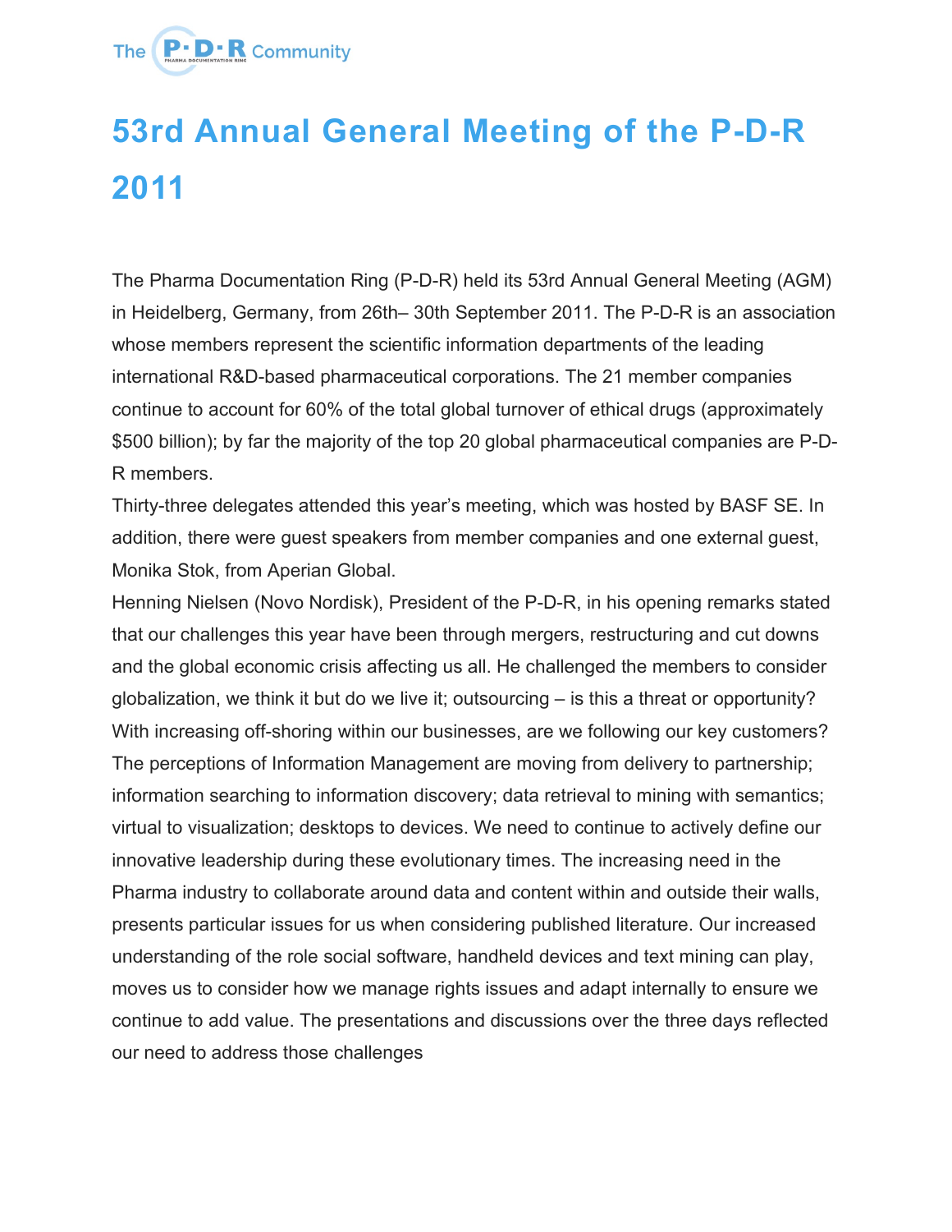# 53rd Annual General Meeting of the P-D-R 2011

The Pharma Documentation Ring (P-D-R) held its 53rd Annual General Meeting (AGM) in Heidelberg, Germany, from 26th– 30th September 2011. The P-D-R is an association whose members represent the scientific information departments of the leading international R&D-based pharmaceutical corporations. The 21 member companies continue to account for 60% of the total global turnover of ethical drugs (approximately $500 billion); by far the majority of the top 20 global pharmaceutical companies are P-D-R members.

Thirty-three delegates attended this year's meeting, which was hosted by BASF SE. In addition, there were guest speakers from member companies and one external guest, Monika Stok, from Aperian Global.

Henning Nielsen (Novo Nordisk), President of the P-D-R, in his opening remarks stated that our challenges this year have been through mergers, restructuring and cut downs and the global economic crisis affecting us all. He challenged the members to consider globalization, we think it but do we live it; outsourcing – is this a threat or opportunity? With increasing off-shoring within our businesses, are we following our key customers? The perceptions of Information Management are moving from delivery to partnership; information searching to information discovery; data retrieval to mining with semantics; virtual to visualization; desktops to devices. We need to continue to actively define our innovative leadership during these evolutionary times. The increasing need in the Pharma industry to collaborate around data and content within and outside their walls, presents particular issues for us when considering published literature. Our increased understanding of the role social software, handheld devices and text mining can play, moves us to consider how we manage rights issues and adapt internally to ensure we continue to add value. The presentations and discussions over the three days reflected our need to address those challenges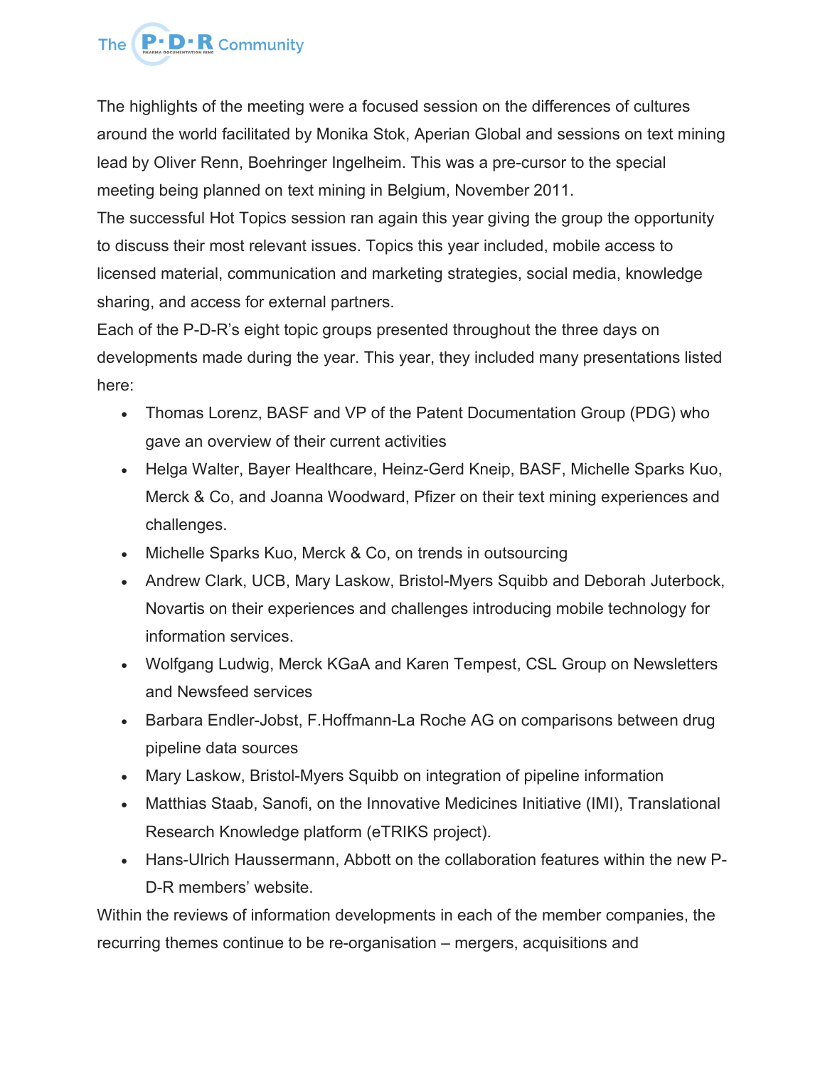The highlights of the meeting were a focused session on the differences of cultures around the world facilitated by Monika Stok, Aperian Global and sessions on text mining lead by Oliver Renn, Boehringer Ingelheim. This was a pre-cursor to the special meeting being planned on text mining in Belgium, November 2011.

The successful Hot Topics session ran again this year giving the group the opportunity to discuss their most relevant issues. Topics this year included, mobile access to licensed material, communication and marketing strategies, social media, knowledge sharing, and access for external partners.

Each of the P-D-R's eight topic groups presented throughout the three days on developments made during the year. This year, they included many presentations listed here:

- Thomas Lorenz, BASF and VP of the Patent Documentation Group (PDG) who gave an overview of their current activities
- Helga Walter, Bayer Healthcare, Heinz-Gerd Kneip, BASF, Michelle Sparks Kuo, Merck & Co, and Joanna Woodward, Pfizer on their text mining experiences and challenges.
- Michelle Sparks Kuo, Merck & Co, on trends in outsourcing
- Andrew Clark, UCB, Mary Laskow, Bristol-Myers Squibb and Deborah Juterbock, Novartis on their experiences and challenges introducing mobile technology for information services.
- Wolfgang Ludwig, Merck KGaA and Karen Tempest, CSL Group on Newsletters and Newsfeed services
- Barbara Endler-Jobst, F.Hoffmann-La Roche AG on comparisons between drug pipeline data sources
- Mary Laskow, Bristol-Myers Squibb on integration of pipeline information
- Matthias Staab, Sanofi, on the Innovative Medicines Initiative (IMI), Translational Research Knowledge platform (eTRIKS project).
- Hans-Ulrich Haussermann, Abbott on the collaboration features within the new P-D-R members' website.

Within the reviews of information developments in each of the member companies, the recurring themes continue to be re-organisation – mergers, acquisitions and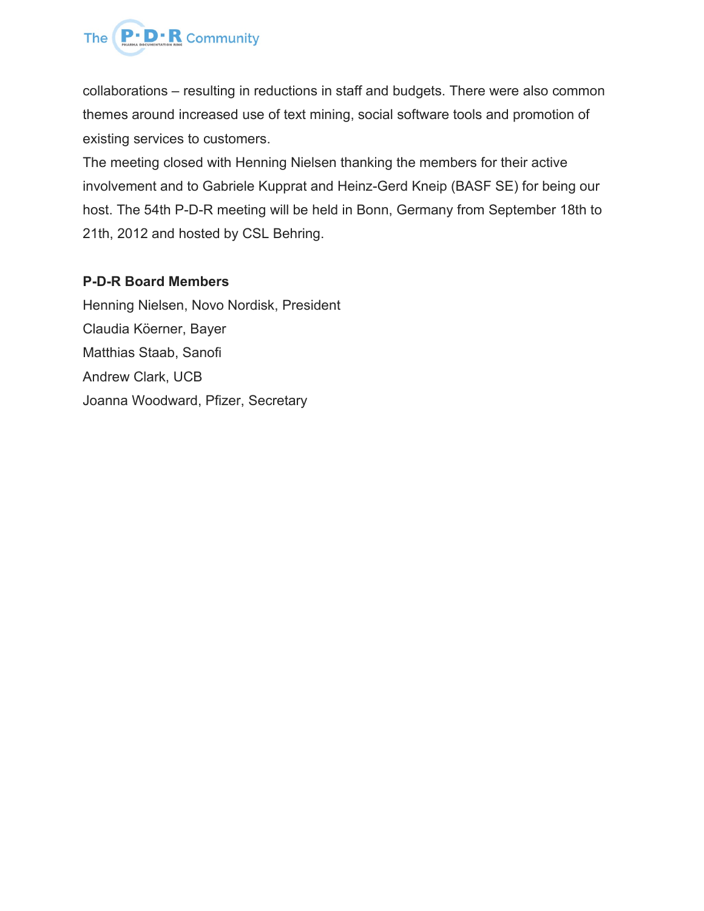collaborations – resulting in reductions in staff and budgets. There were also common themes around increased use of text mining, social software tools and promotion of existing services to customers.

The meeting closed with Henning Nielsen thanking the members for their active involvement and to Gabriele Kupprat and Heinz-Gerd Kneip (BASF SE) for being our host. The 54th P-D-R meeting will be held in Bonn, Germany from September 18th to 21th, 2012 and hosted by CSL Behring.

**P-D-R Board Members**

Henning Nielsen, Novo Nordisk, President
Claudia Köerner, Bayer
Matthias Staab, Sanofi
Andrew Clark, UCB
Joanna Woodward, Pfizer, Secretary